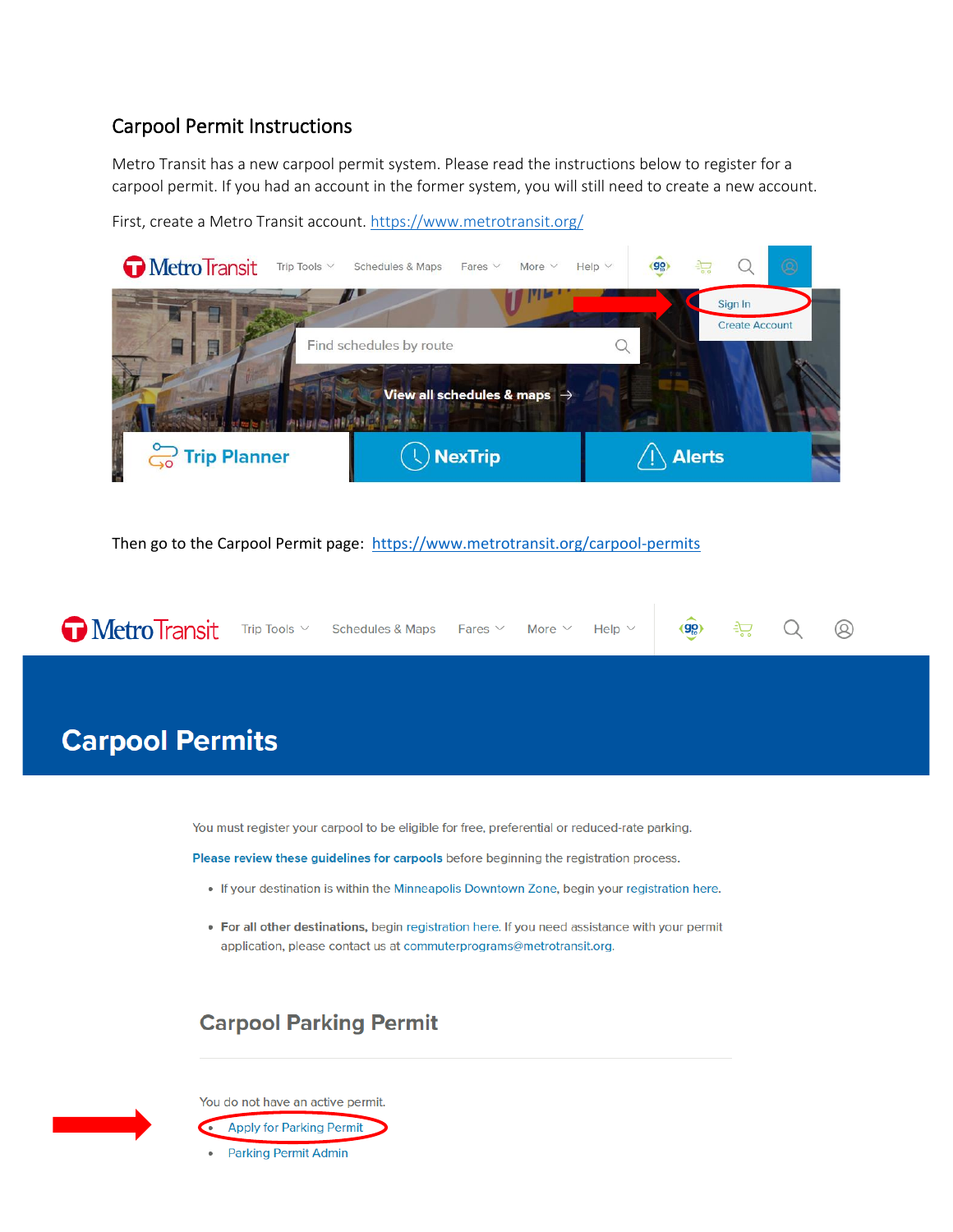## Carpool Permit Instructions

Metro Transit has a new carpool permit system. Please read the instructions below to register for a carpool permit. If you had an account in the former system, you will still need to create a new account.

First, create a Metro Transit account. https://www.metrotransit.org/

Metro Transit | Trip Tools | Schedules & Maps | Fares | More | Help

Sign In
Create Account

Find schedules by route

View all schedules & maps →

Trip Planner | NexTrip | Alerts

Then go to the Carpool Permit page: https://www.metrotransit.org/carpool-permits

Metro Transit | Trip Tools | Schedules & Maps | Fares | More | Help

# Carpool Permits

You must register your carpool to be eligible for free, preferential or reduced-rate parking.

**Please review these guidelines for carpools** before beginning the registration process.

- If your destination is within the Minneapolis Downtown Zone, begin your registration here.
- **For all other destinations,** begin registration here. If you need assistance with your permit application, please contact us at commuterprograms@metrotransit.org.

## Carpool Parking Permit

You do not have an active permit.

- Apply for Parking Permit
- Parking Permit Admin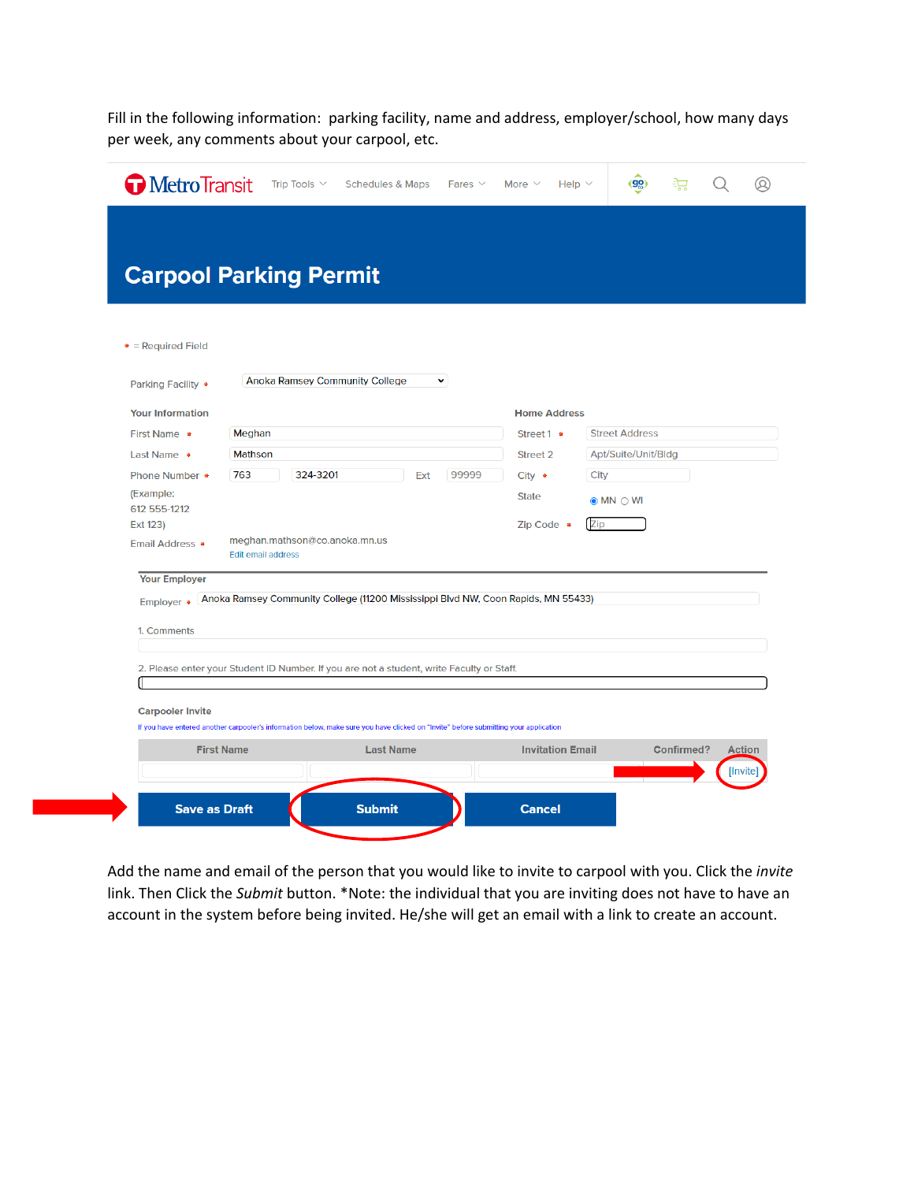Fill in the following information: parking facility, name and address, employer/school, how many days per week, any comments about your carpool, etc.

Metro Transit | Trip Tools | Schedules & Maps | Fares | More | Help

# Carpool Parking Permit

* = Required Field

Parking Facility * Anoka Ramsey Community College

**Your Information**

First Name * Meghan

Last Name * Mathson

Phone Number * 763 324-3201 Ext 99999

(Example: 612 555-1212 Ext 123)

Email Address * meghan.mathson@co.anoka.mn.us

Edit email address

**Home Address**

Street 1 * Street Address

Street 2 Apt/Suite/Unit/Bldg

City * City

State MN WI

Zip Code * Zip

**Your Employer**

Employer * Anoka Ramsey Community College (11200 Mississippi Blvd NW, Coon Rapids, MN 55433)

1. Comments

2. Please enter your Student ID Number. If you are not a student, write Faculty or Staff.

**Carpooler Invite**

If you have entered another carpooler's information below, make sure you have clicked on "Invite" before submitting your application

| First Name | Last Name | Invitation Email | Confirmed? | Action |
|---|---|---|---|---|
| | | | | [Invite] |

Save as Draft | Submit | Cancel

Add the name and email of the person that you would like to invite to carpool with you. Click the *invite* link. Then Click the *Submit* button. *Note: the individual that you are inviting does not have to have an account in the system before being invited. He/she will get an email with a link to create an account.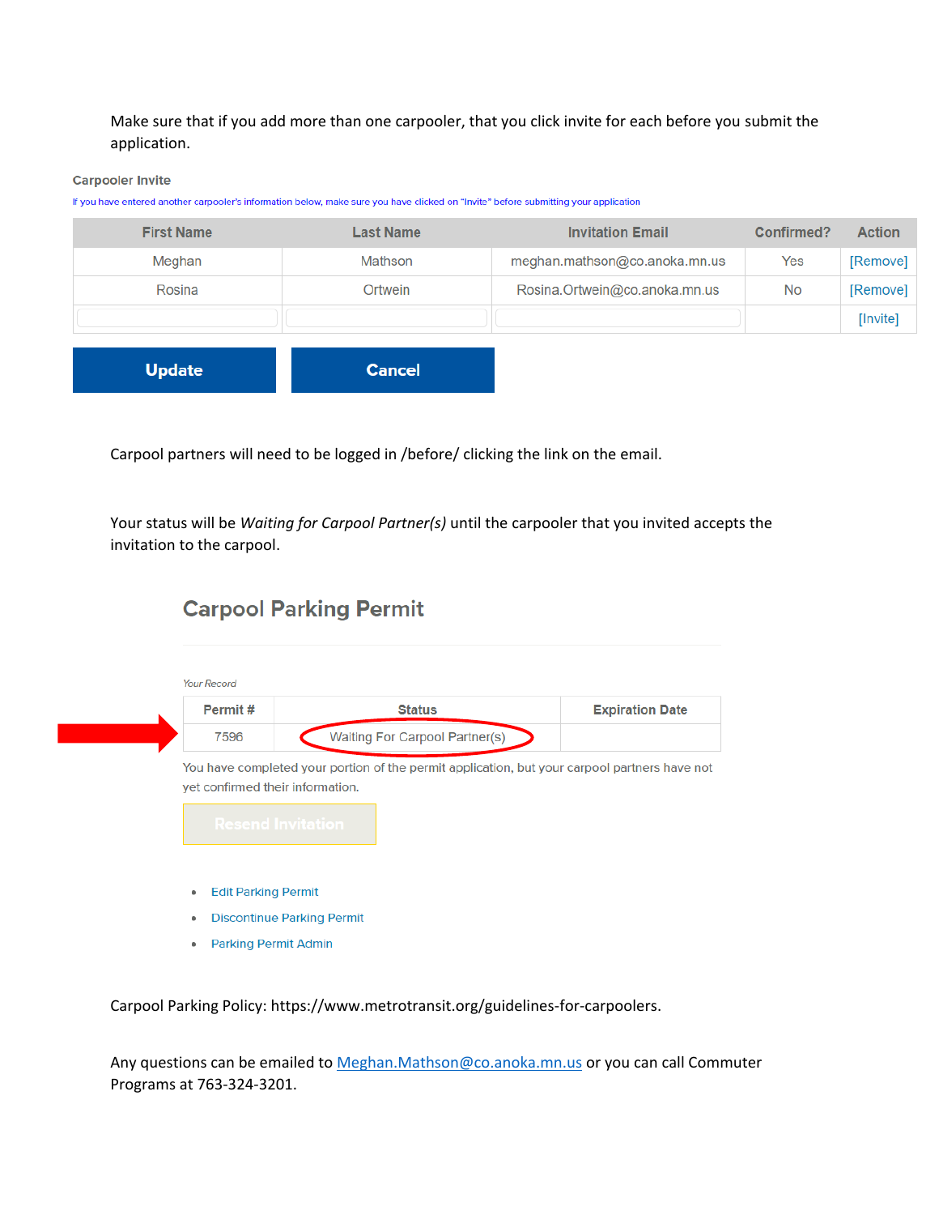Make sure that if you add more than one carpooler, that you click invite for each before you submit the application.

**Carpooler Invite**

If you have entered another carpooler's information below, make sure you have clicked on "Invite" before submitting your application

| First Name | Last Name | Invitation Email | Confirmed? | Action |
|---|---|---|---|---|
| Meghan | Mathson | meghan.mathson@co.anoka.mn.us | Yes | [Remove] |
| Rosina | Ortwein | Rosina.Ortwein@co.anoka.mn.us | No | [Remove] |
| | | | | [Invite] |

Update Cancel

Carpool partners will need to be logged in /before/ clicking the link on the email.

Your status will be *Waiting for Carpool Partner(s)* until the carpooler that you invited accepts the invitation to the carpool.

## Carpool Parking Permit

*Your Record*

| Permit # | Status | Expiration Date |
|---|---|---|
| 7596 | Waiting For Carpool Partner(s) | |

You have completed your portion of the permit application, but your carpool partners have not yet confirmed their information.

Resend Invitation

- Edit Parking Permit
- Discontinue Parking Permit
- Parking Permit Admin

Carpool Parking Policy: https://www.metrotransit.org/guidelines-for-carpoolers.

Any questions can be emailed to Meghan.Mathson@co.anoka.mn.us or you can call Commuter Programs at 763-324-3201.